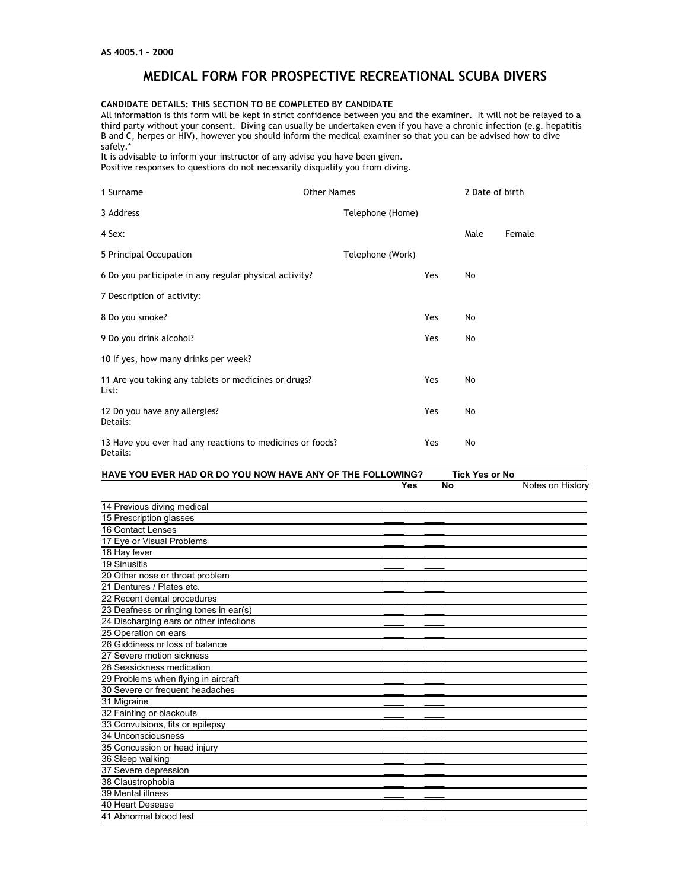AS 4005.1 – 2000

# MEDICAL FORM FOR PROSPECTIVE RECREATIONAL SCUBA DIVERS

**CANDIDATE DETAILS: THIS SECTION TO BE COMPLETED BY CANDIDATE**

All information is this form will be kept in strict confidence between you and the examiner. It will not be relayed to a third party without your consent. Diving can usually be undertaken even if you have a chronic infection (e.g. hepatitis B and C, herpes or HIV), however you should inform the medical examiner so that you can be advised how to dive safely.*

It is advisable to inform your instructor of any advise you have been given.

Positive responses to questions do not necessarily disqualify you from diving.

1 Surname Other Names 2 Date of birth

3 Address Telephone (Home)

4 Sex: Male Female

5 Principal Occupation Telephone (Work)

6 Do you participate in any regular physical activity? Yes No

7 Description of activity:

8 Do you smoke? Yes No

9 Do you drink alcohol? Yes No

10 If yes, how many drinks per week?

11 Are you taking any tablets or medicines or drugs? Yes No
List:

12 Do you have any allergies? Yes No
Details:

13 Have you ever had any reactions to medicines or foods? Yes No
Details:

| HAVE YOU EVER HAD OR DO YOU NOW HAVE ANY OF THE FOLLOWING? | Tick Yes or No | | |
|---|---|---|---|
| | **Yes** | **No** | Notes on History |
| 14 Previous diving medical | ____ | ____ | |
| 15 Prescription glasses | ____ | ____ | |
| 16 Contact Lenses | ____ | ____ | |
| 17 Eye or Visual Problems | ____ | ____ | |
| 18 Hay fever | ____ | ____ | |
| 19 Sinusitis | ____ | ____ | |
| 20 Other nose or throat problem | ____ | ____ | |
| 21 Dentures / Plates etc. | ____ | ____ | |
| 22 Recent dental procedures | ____ | ____ | |
| 23 Deafness or ringing tones in ear(s) | ____ | ____ | |
| 24 Discharging ears or other infections | ____ | ____ | |
| 25 Operation on ears | ____ | ____ | |
| 26 Giddiness or loss of balance | ____ | ____ | |
| 27 Severe motion sickness | ____ | ____ | |
| 28 Seasickness medication | ____ | ____ | |
| 29 Problems when flying in aircraft | ____ | ____ | |
| 30 Severe or frequent headaches | ____ | ____ | |
| 31 Migraine | ____ | ____ | |
| 32 Fainting or blackouts | ____ | ____ | |
| 33 Convulsions, fits or epilepsy | ____ | ____ | |
| 34 Unconsciousness | ____ | ____ | |
| 35 Concussion or head injury | ____ | ____ | |
| 36 Sleep walking | ____ | ____ | |
| 37 Severe depression | ____ | ____ | |
| 38 Claustrophobia | ____ | ____ | |
| 39 Mental illness | ____ | ____ | |
| 40 Heart Desease | ____ | ____ | |
| 41 Abnormal blood test | ____ | ____ | |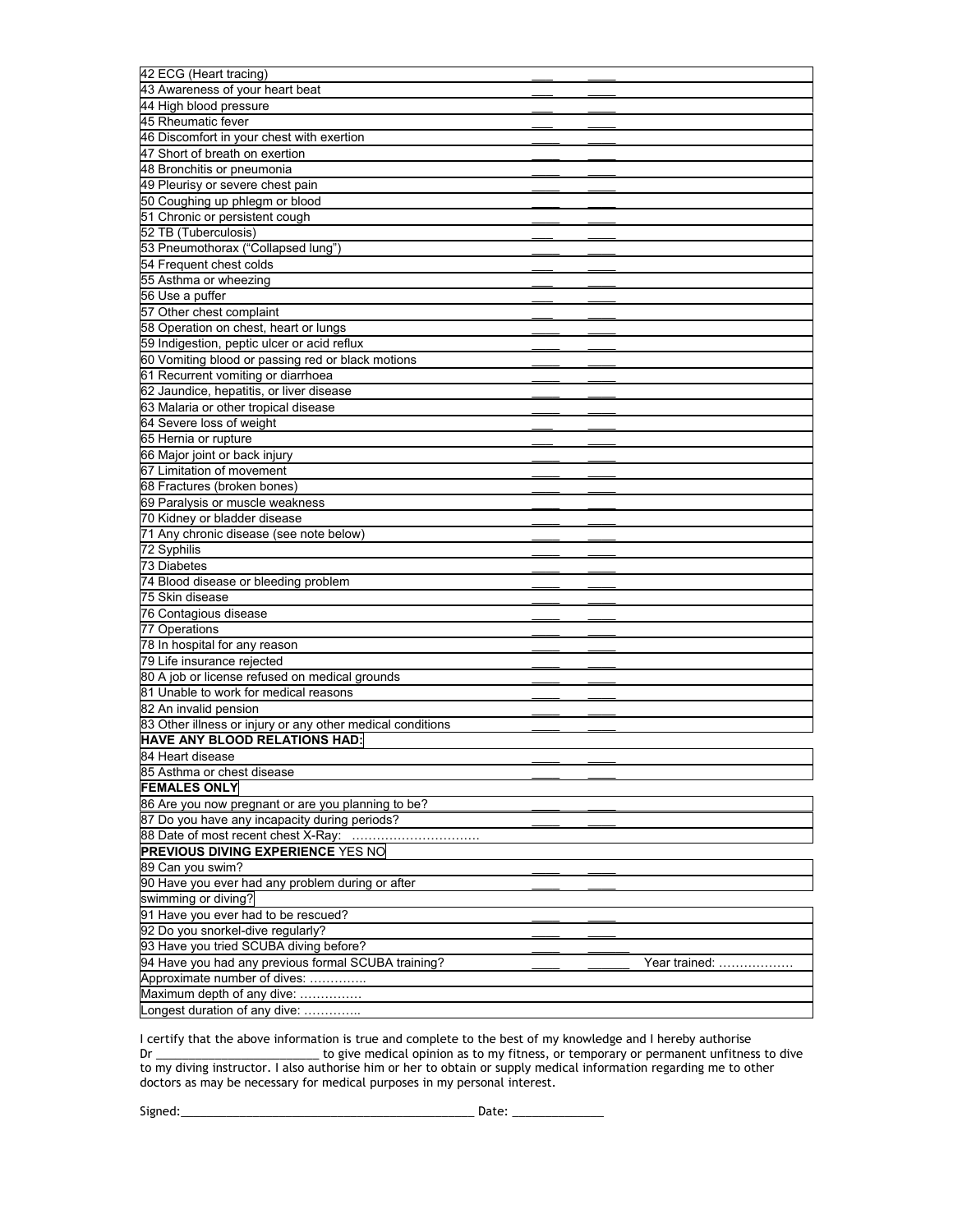| Question | Yes | No | |
|---|---|---|---|
| 42 ECG (Heart tracing) | ___ | ____ | |
| 43 Awareness of your heart beat | ___ | ____ | |
| 44 High blood pressure | ___ | ____ | |
| 45 Rheumatic fever | ___ | ____ | |
| 46 Discomfort in your chest with exertion | ____ | ____ | |
| 47 Short of breath on exertion | ____ | ____ | |
| 48 Bronchitis or pneumonia | ____ | ____ | |
| 49 Pleurisy or severe chest pain | ____ | ____ | |
| 50 Coughing up phlegm or blood | ____ | ____ | |
| 51 Chronic or persistent cough | ____ | ____ | |
| 52 TB (Tuberculosis) | ___ | ____ | |
| 53 Pneumothorax ("Collapsed lung") | ____ | ____ | |
| 54 Frequent chest colds | ___ | ____ | |
| 55 Asthma or wheezing | ___ | ____ | |
| 56 Use a puffer | ___ | ____ | |
| 57 Other chest complaint | ___ | ____ | |
| 58 Operation on chest, heart or lungs | ____ | ____ | |
| 59 Indigestion, peptic ulcer or acid reflux | ____ | ____ | |
| 60 Vomiting blood or passing red or black motions | ____ | ____ | |
| 61 Recurrent vomiting or diarrhoea | ____ | ____ | |
| 62 Jaundice, hepatitis, or liver disease | ____ | ____ | |
| 63 Malaria or other tropical disease | ____ | ____ | |
| 64 Severe loss of weight | ___ | ____ | |
| 65 Hernia or rupture | ___ | ____ | |
| 66 Major joint or back injury | ____ | ____ | |
| 67 Limitation of movement | ____ | ____ | |
| 68 Fractures (broken bones) | ____ | ____ | |
| 69 Paralysis or muscle weakness | ____ | ____ | |
| 70 Kidney or bladder disease | ____ | ____ | |
| 71 Any chronic disease (see note below) | ____ | ____ | |
| 72 Syphilis | ____ | ____ | |
| 73 Diabetes | ____ | ____ | |
| 74 Blood disease or bleeding problem | ____ | ____ | |
| 75 Skin disease | ____ | ____ | |
| 76 Contagious disease | ____ | ____ | |
| 77 Operations | ____ | ____ | |
| 78 In hospital for any reason | ____ | ____ | |
| 79 Life insurance rejected | ____ | ____ | |
| 80 A job or license refused on medical grounds | ____ | ____ | |
| 81 Unable to work for medical reasons | ____ | ____ | |
| 82 An invalid pension | ____ | ____ | |
| 83 Other illness or injury or any other medical conditions | ____ | ____ | |
| **HAVE ANY BLOOD RELATIONS HAD:** | | | |
| 84 Heart disease | ____ | ____ | |
| 85 Asthma or chest disease | ____ | ____ | |
| **FEMALES ONLY** | | | |
| 86 Are you now pregnant or are you planning to be? | ____ | ____ | |
| 87 Do you have any incapacity during periods? | ____ | ____ | |
| 88 Date of most recent chest X-Ray: ................................ | | | |
| **PREVIOUS DIVING EXPERIENCE** YES NO | | | |
| 89 Can you swim? | ____ | ____ | |
| 90 Have you ever had any problem during or after swimming or diving? | ____ | ____ | |
| 91 Have you ever had to be rescued? | ____ | ____ | |
| 92 Do you snorkel-dive regularly? | ____ | ____ | |
| 93 Have you tried SCUBA diving before? | ____ | ______ | |
| 94 Have you had any previous formal SCUBA training? | ____ | ______ | Year trained: .................. |
| Approximate number of dives: .............. | | | |
| Maximum depth of any dive: ............... | | | |
| Longest duration of any dive: .............. | | | |

I certify that the above information is true and complete to the best of my knowledge and I hereby authorise Dr _________________________ to give medical opinion as to my fitness, or temporary or permanent unfitness to dive to my diving instructor. I also authorise him or her to obtain or supply medical information regarding me to other doctors as may be necessary for medical purposes in my personal interest.

Signed:_____________________________________________ Date: ______________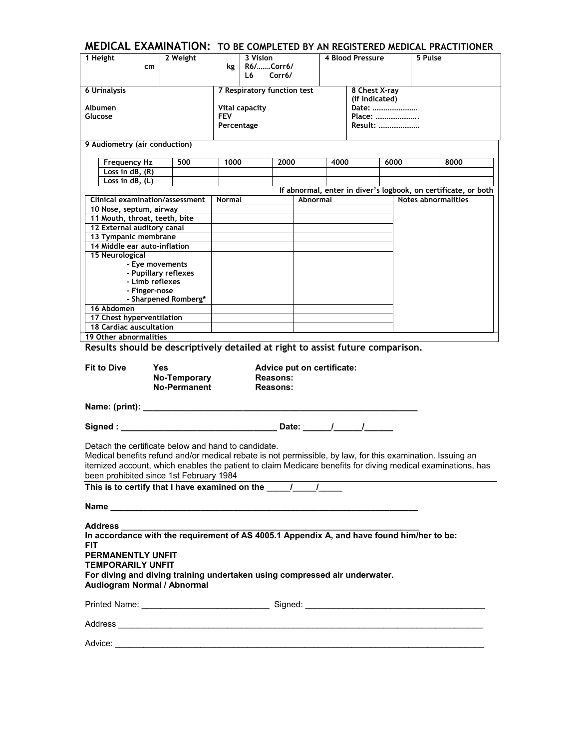## MEDICAL EXAMINATION: TO BE COMPLETED BY AN REGISTERED MEDICAL PRACTITIONER

| 1 Height cm | 2 Weight kg | 3 Vision R6/…….Corr6/ L6 Corr6/ | 4 Blood Pressure | 5 Pulse |
|---|---|---|---|---|
| | | | | |

| 6 Urinalysis | 7 Respiratory function test | 8 Chest X-ray (if indicated) |
|---|---|---|
| Albumen<br>Glucose | Vital capacity<br>FEV<br>Percentage | Date: ……………………<br>Place: …………………..<br>Result: …………………. |

**9 Audiometry (air conduction)**

| Frequency Hz | 500 | 1000 | 2000 | 4000 | 6000 | 8000 |
|---|---|---|---|---|---|---|
| Loss in dB, (R) | | | | | | |
| Loss in dB, (L) | | | | | | |

If abnormal, enter in diver's logbook, on certificate, or both

| Clinical examination/assessment | Normal | Abnormal | Notes abnormalities |
|---|---|---|---|
| 10 Nose, septum, airway | | | |
| 11 Mouth, throat, teeth, bite | | | |
| 12 External auditory canal | | | |
| 13 Tympanic membrane | | | |
| 14 Middle ear auto-inflation | | | |
| 15 Neurological<br>- Eye movements<br>- Pupillary reflexes<br>- Limb reflexes<br>- Finger-nose<br>- Sharpened Romberg* | | | |
| 16 Abdomen | | | |
| 17 Chest hyperventilation | | | |
| 18 Cardiac auscultation | | | |
| 19 Other abnormalities | | | |

**Results should be descriptively detailed at right to assist future comparison.**

**Fit to Dive** **Yes** **Advice put on certificate:**
**No-Temporary** **Reasons:**
**No-Permanent** **Reasons:**

**Name: (print):** ____________________________________________________________

**Signed :** ________________________________ **Date:** ______/______/______

Detach the certificate below and hand to candidate.
Medical benefits refund and/or medical rebate is not permissible, by law, for this examination. Issuing an itemized account, which enables the patient to claim Medicare benefits for diving medical examinations, has been prohibited since 1st February 1984

**This is to certify that I have examined on the** _____/_____/_____

**Name** ________________________________________________________________

**Address** ______________________________________________________________
**In accordance with the requirement of AS 4005.1 Appendix A, and have found him/her to be:**
**FIT**
**PERMANENTLY UNFIT**
**TEMPORARILY UNFIT**
**For diving and diving training undertaken using compressed air underwater.**
**Audiogram Normal / Abnormal**

Printed Name: ___________________________ Signed: ______________________________________

Address ________________________________________________________________________________

Advice: ________________________________________________________________________________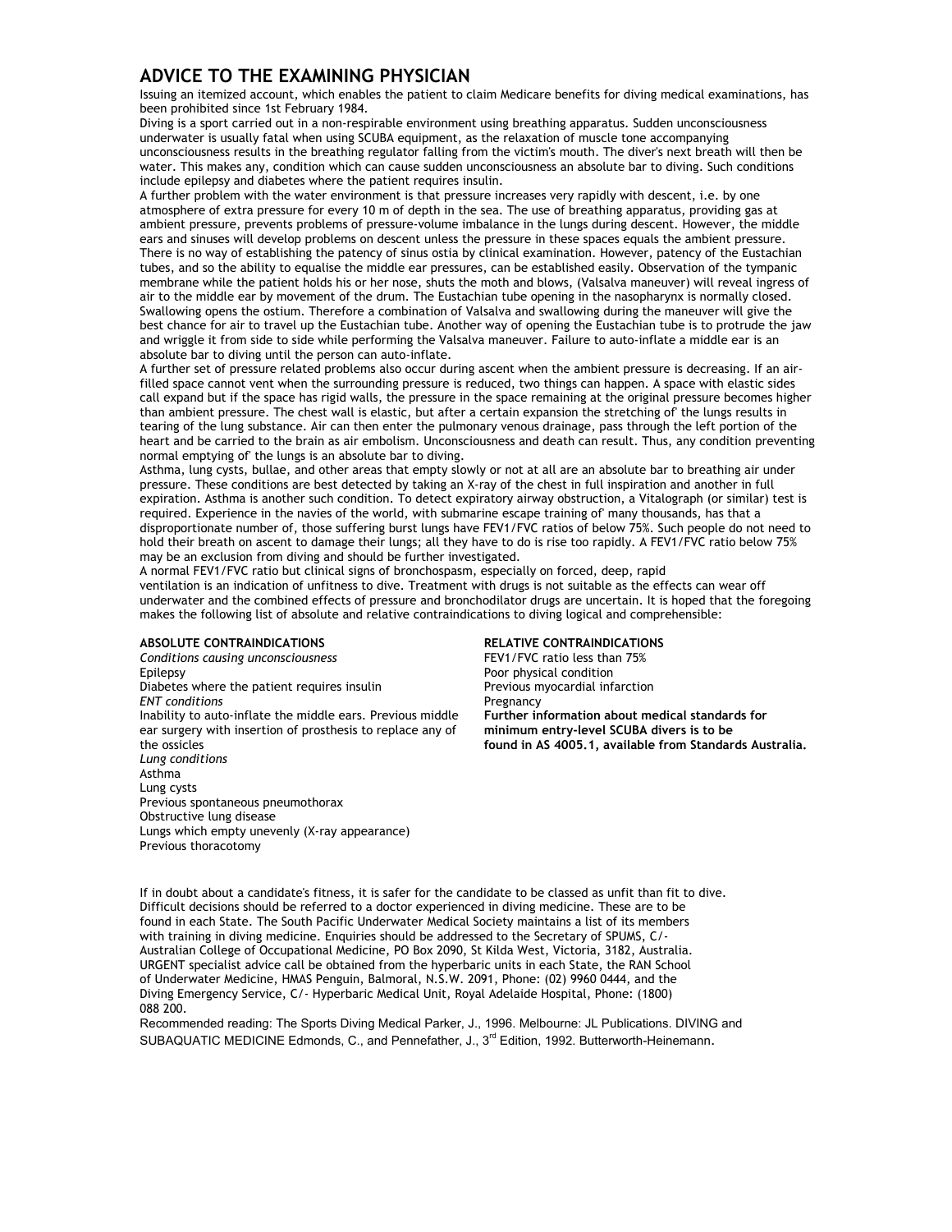## ADVICE TO THE EXAMINING PHYSICIAN

Issuing an itemized account, which enables the patient to claim Medicare benefits for diving medical examinations, has been prohibited since 1st February 1984.

Diving is a sport carried out in a non-respirable environment using breathing apparatus. Sudden unconsciousness underwater is usually fatal when using SCUBA equipment, as the relaxation of muscle tone accompanying unconsciousness results in the breathing regulator falling from the victim's mouth. The diver's next breath will then be water. This makes any, condition which can cause sudden unconsciousness an absolute bar to diving. Such conditions include epilepsy and diabetes where the patient requires insulin.

A further problem with the water environment is that pressure increases very rapidly with descent, i.e. by one atmosphere of extra pressure for every 10 m of depth in the sea. The use of breathing apparatus, providing gas at ambient pressure, prevents problems of pressure-volume imbalance in the lungs during descent. However, the middle ears and sinuses will develop problems on descent unless the pressure in these spaces equals the ambient pressure. There is no way of establishing the patency of sinus ostia by clinical examination. However, patency of the Eustachian tubes, and so the ability to equalise the middle ear pressures, can be established easily. Observation of the tympanic membrane while the patient holds his or her nose, shuts the moth and blows, (Valsalva maneuver) will reveal ingress of air to the middle ear by movement of the drum. The Eustachian tube opening in the nasopharynx is normally closed. Swallowing opens the ostium. Therefore a combination of Valsalva and swallowing during the maneuver will give the best chance for air to travel up the Eustachian tube. Another way of opening the Eustachian tube is to protrude the jaw and wriggle it from side to side while performing the Valsalva maneuver. Failure to auto-inflate a middle ear is an absolute bar to diving until the person can auto-inflate.

A further set of pressure related problems also occur during ascent when the ambient pressure is decreasing. If an air-filled space cannot vent when the surrounding pressure is reduced, two things can happen. A space with elastic sides call expand but if the space has rigid walls, the pressure in the space remaining at the original pressure becomes higher than ambient pressure. The chest wall is elastic, but after a certain expansion the stretching of' the lungs results in tearing of the lung substance. Air can then enter the pulmonary venous drainage, pass through the left portion of the heart and be carried to the brain as air embolism. Unconsciousness and death can result. Thus, any condition preventing normal emptying of' the lungs is an absolute bar to diving.

Asthma, lung cysts, bullae, and other areas that empty slowly or not at all are an absolute bar to breathing air under pressure. These conditions are best detected by taking an X-ray of the chest in full inspiration and another in full expiration. Asthma is another such condition. To detect expiratory airway obstruction, a Vitalograph (or similar) test is required. Experience in the navies of the world, with submarine escape training of' many thousands, has that a disproportionate number of, those suffering burst lungs have FEV1/FVC ratios of below 75%. Such people do not need to hold their breath on ascent to damage their lungs; all they have to do is rise too rapidly. A FEV1/FVC ratio below 75% may be an exclusion from diving and should be further investigated.

A normal FEV1/FVC ratio but clinical signs of bronchospasm, especially on forced, deep, rapid ventilation is an indication of unfitness to dive. Treatment with drugs is not suitable as the effects can wear off underwater and the combined effects of pressure and bronchodilator drugs are uncertain. It is hoped that the foregoing makes the following list of absolute and relative contraindications to diving logical and comprehensible:

**ABSOLUTE CONTRAINDICATIONS**

*Conditions causing unconsciousness*
Epilepsy
Diabetes where the patient requires insulin

*ENT conditions*
Inability to auto-inflate the middle ears. Previous middle ear surgery with insertion of prosthesis to replace any of the ossicles

*Lung conditions*
Asthma
Lung cysts
Previous spontaneous pneumothorax
Obstructive lung disease
Lungs which empty unevenly (X-ray appearance)
Previous thoracotomy

**RELATIVE CONTRAINDICATIONS**

FEV1/FVC ratio less than 75%
Poor physical condition
Previous myocardial infarction
Pregnancy

**Further information about medical standards for minimum entry-level SCUBA divers is to be found in AS 4005.1, available from Standards Australia.**

If in doubt about a candidate's fitness, it is safer for the candidate to be classed as unfit than fit to dive. Difficult decisions should be referred to a doctor experienced in diving medicine. These are to be found in each State. The South Pacific Underwater Medical Society maintains a list of its members with training in diving medicine. Enquiries should be addressed to the Secretary of SPUMS, C/- Australian College of Occupational Medicine, PO Box 2090, St Kilda West, Victoria, 3182, Australia. URGENT specialist advice call be obtained from the hyperbaric units in each State, the RAN School of Underwater Medicine, HMAS Penguin, Balmoral, N.S.W. 2091, Phone: (02) 9960 0444, and the Diving Emergency Service, C/- Hyperbaric Medical Unit, Royal Adelaide Hospital, Phone: (1800) 088 200.

Recommended reading: The Sports Diving Medical Parker, J., 1996. Melbourne: JL Publications. DIVING and SUBAQUATIC MEDICINE Edmonds, C., and Pennefather, J., 3rd Edition, 1992. Butterworth-Heinemann.